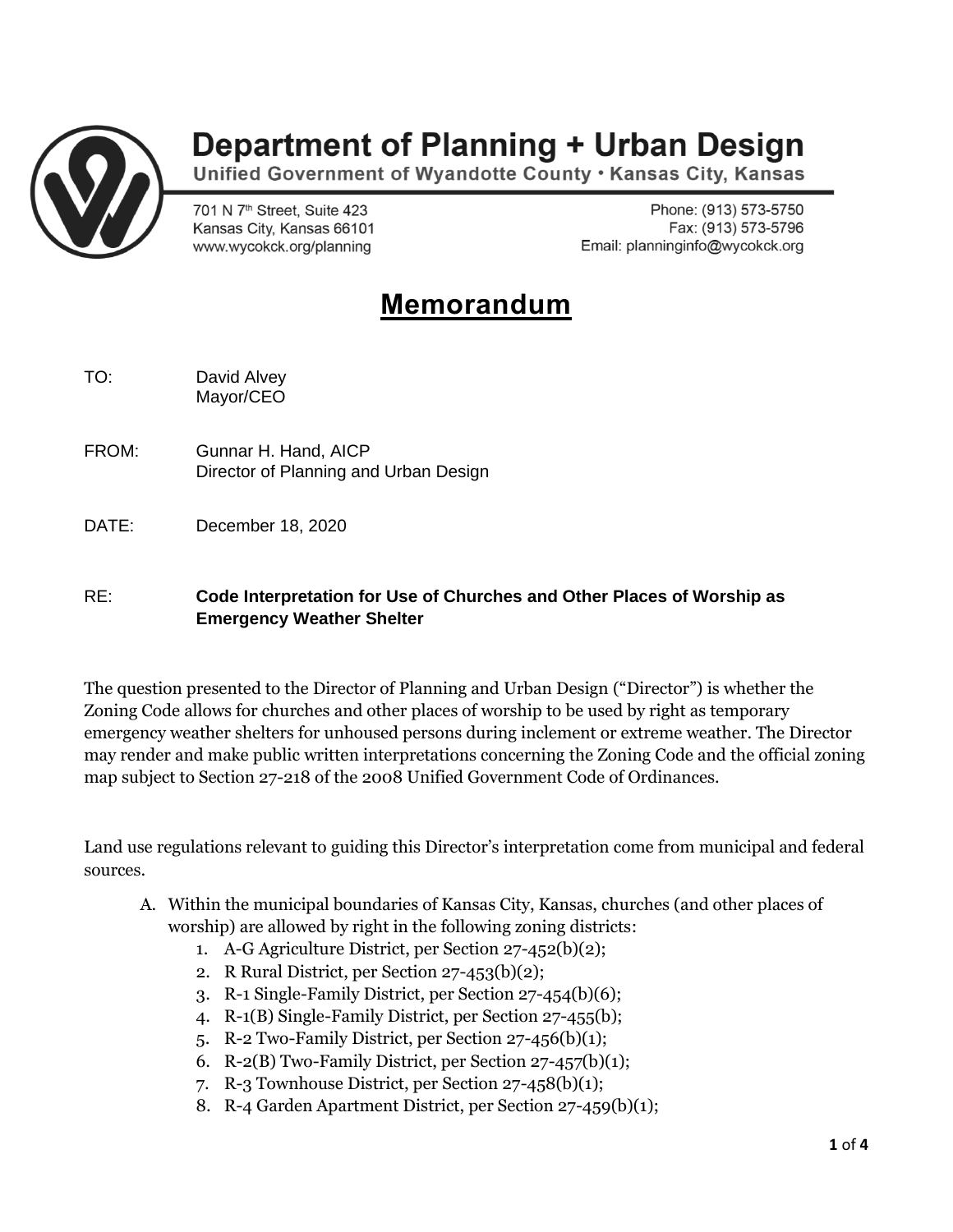# Department of Planning + Urban Design

**Unified Government of Wyandotte County • Kansas City, Kansas**

701 N 7th Street, Suite 423
Kansas City, Kansas 66101
www.wycokck.org/planning

Phone: (913) 573-5750
Fax: (913) 573-5796
Email: planninginfo@wycokck.org

## Memorandum

TO: David Alvey
Mayor/CEO

FROM: Gunnar H. Hand, AICP
Director of Planning and Urban Design

DATE: December 18, 2020

RE: **Code Interpretation for Use of Churches and Other Places of Worship as Emergency Weather Shelter**

The question presented to the Director of Planning and Urban Design ("Director") is whether the Zoning Code allows for churches and other places of worship to be used by right as temporary emergency weather shelters for unhoused persons during inclement or extreme weather. The Director may render and make public written interpretations concerning the Zoning Code and the official zoning map subject to Section 27-218 of the 2008 Unified Government Code of Ordinances.

Land use regulations relevant to guiding this Director's interpretation come from municipal and federal sources.

A. Within the municipal boundaries of Kansas City, Kansas, churches (and other places of worship) are allowed by right in the following zoning districts:
   1. A-G Agriculture District, per Section 27-452(b)(2);
   2. R Rural District, per Section 27-453(b)(2);
   3. R-1 Single-Family District, per Section 27-454(b)(6);
   4. R-1(B) Single-Family District, per Section 27-455(b);
   5. R-2 Two-Family District, per Section 27-456(b)(1);
   6. R-2(B) Two-Family District, per Section 27-457(b)(1);
   7. R-3 Townhouse District, per Section 27-458(b)(1);
   8. R-4 Garden Apartment District, per Section 27-459(b)(1);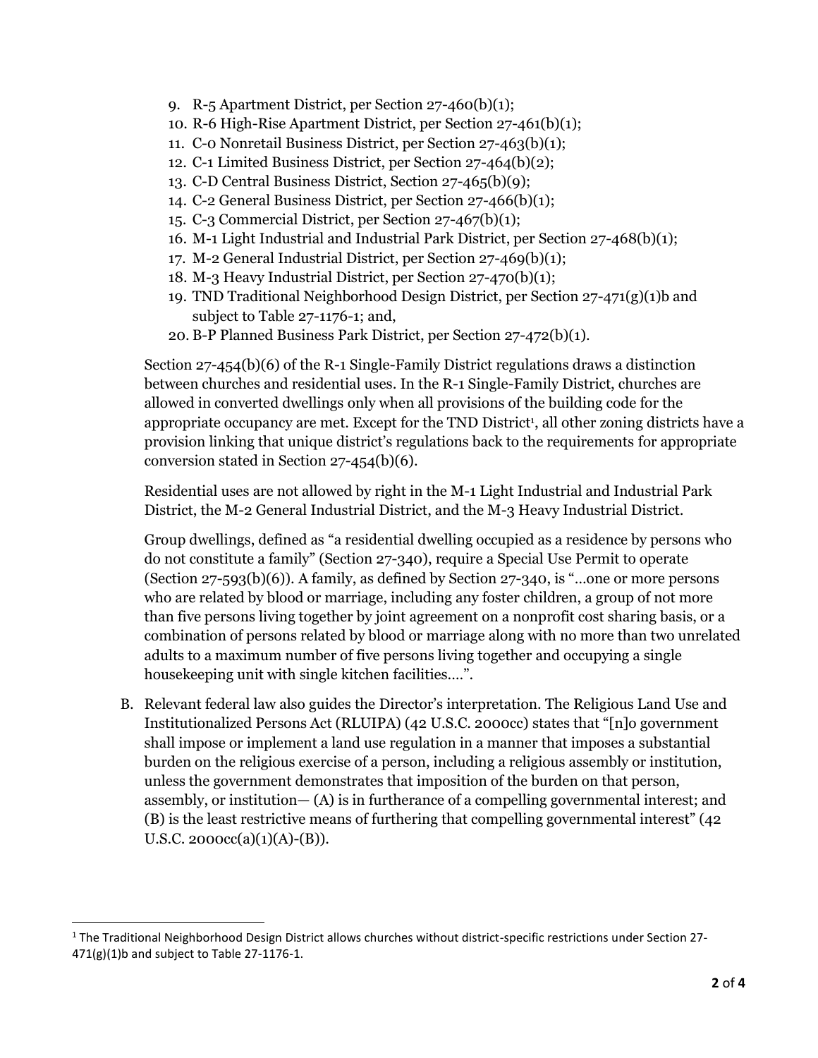9. R-5 Apartment District, per Section 27-460(b)(1);
10. R-6 High-Rise Apartment District, per Section 27-461(b)(1);
11. C-0 Nonretail Business District, per Section 27-463(b)(1);
12. C-1 Limited Business District, per Section 27-464(b)(2);
13. C-D Central Business District, Section 27-465(b)(9);
14. C-2 General Business District, per Section 27-466(b)(1);
15. C-3 Commercial District, per Section 27-467(b)(1);
16. M-1 Light Industrial and Industrial Park District, per Section 27-468(b)(1);
17. M-2 General Industrial District, per Section 27-469(b)(1);
18. M-3 Heavy Industrial District, per Section 27-470(b)(1);
19. TND Traditional Neighborhood Design District, per Section 27-471(g)(1)b and subject to Table 27-1176-1; and,
20. B-P Planned Business Park District, per Section 27-472(b)(1).

Section 27-454(b)(6) of the R-1 Single-Family District regulations draws a distinction between churches and residential uses. In the R-1 Single-Family District, churches are allowed in converted dwellings only when all provisions of the building code for the appropriate occupancy are met. Except for the TND District[1], all other zoning districts have a provision linking that unique district's regulations back to the requirements for appropriate conversion stated in Section 27-454(b)(6).

Residential uses are not allowed by right in the M-1 Light Industrial and Industrial Park District, the M-2 General Industrial District, and the M-3 Heavy Industrial District.

Group dwellings, defined as "a residential dwelling occupied as a residence by persons who do not constitute a family" (Section 27-340), require a Special Use Permit to operate (Section 27-593(b)(6)). A family, as defined by Section 27-340, is "...one or more persons who are related by blood or marriage, including any foster children, a group of not more than five persons living together by joint agreement on a nonprofit cost sharing basis, or a combination of persons related by blood or marriage along with no more than two unrelated adults to a maximum number of five persons living together and occupying a single housekeeping unit with single kitchen facilities....".

B. Relevant federal law also guides the Director's interpretation. The Religious Land Use and Institutionalized Persons Act (RLUIPA) (42 U.S.C. 2000cc) states that "[n]o government shall impose or implement a land use regulation in a manner that imposes a substantial burden on the religious exercise of a person, including a religious assembly or institution, unless the government demonstrates that imposition of the burden on that person, assembly, or institution— (A) is in furtherance of a compelling governmental interest; and (B) is the least restrictive means of furthering that compelling governmental interest" (42 U.S.C. 2000cc(a)(1)(A)-(B)).

[1] The Traditional Neighborhood Design District allows churches without district-specific restrictions under Section 27-471(g)(1)b and subject to Table 27-1176-1.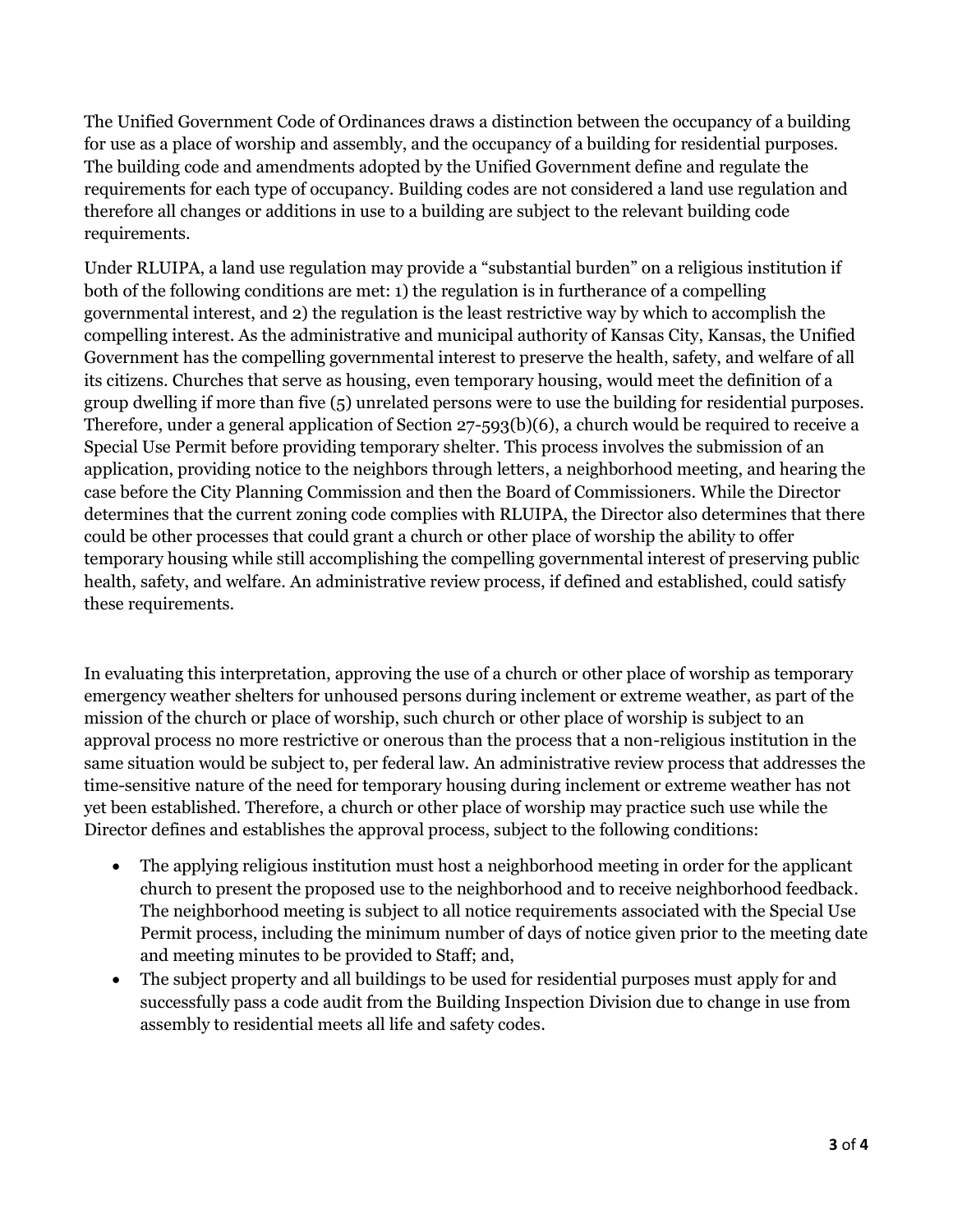The Unified Government Code of Ordinances draws a distinction between the occupancy of a building for use as a place of worship and assembly, and the occupancy of a building for residential purposes. The building code and amendments adopted by the Unified Government define and regulate the requirements for each type of occupancy. Building codes are not considered a land use regulation and therefore all changes or additions in use to a building are subject to the relevant building code requirements.

Under RLUIPA, a land use regulation may provide a "substantial burden" on a religious institution if both of the following conditions are met: 1) the regulation is in furtherance of a compelling governmental interest, and 2) the regulation is the least restrictive way by which to accomplish the compelling interest. As the administrative and municipal authority of Kansas City, Kansas, the Unified Government has the compelling governmental interest to preserve the health, safety, and welfare of all its citizens. Churches that serve as housing, even temporary housing, would meet the definition of a group dwelling if more than five (5) unrelated persons were to use the building for residential purposes. Therefore, under a general application of Section 27-593(b)(6), a church would be required to receive a Special Use Permit before providing temporary shelter. This process involves the submission of an application, providing notice to the neighbors through letters, a neighborhood meeting, and hearing the case before the City Planning Commission and then the Board of Commissioners. While the Director determines that the current zoning code complies with RLUIPA, the Director also determines that there could be other processes that could grant a church or other place of worship the ability to offer temporary housing while still accomplishing the compelling governmental interest of preserving public health, safety, and welfare. An administrative review process, if defined and established, could satisfy these requirements.

In evaluating this interpretation, approving the use of a church or other place of worship as temporary emergency weather shelters for unhoused persons during inclement or extreme weather, as part of the mission of the church or place of worship, such church or other place of worship is subject to an approval process no more restrictive or onerous than the process that a non-religious institution in the same situation would be subject to, per federal law. An administrative review process that addresses the time-sensitive nature of the need for temporary housing during inclement or extreme weather has not yet been established. Therefore, a church or other place of worship may practice such use while the Director defines and establishes the approval process, subject to the following conditions:

- The applying religious institution must host a neighborhood meeting in order for the applicant church to present the proposed use to the neighborhood and to receive neighborhood feedback. The neighborhood meeting is subject to all notice requirements associated with the Special Use Permit process, including the minimum number of days of notice given prior to the meeting date and meeting minutes to be provided to Staff; and,
- The subject property and all buildings to be used for residential purposes must apply for and successfully pass a code audit from the Building Inspection Division due to change in use from assembly to residential meets all life and safety codes.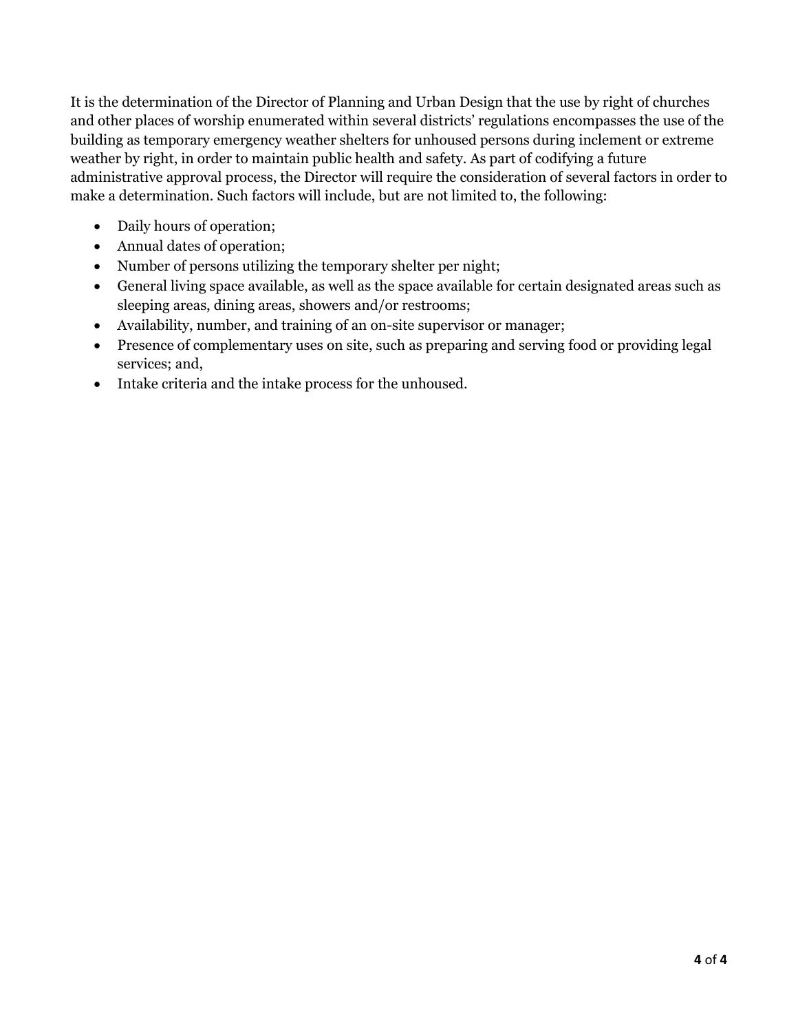It is the determination of the Director of Planning and Urban Design that the use by right of churches and other places of worship enumerated within several districts' regulations encompasses the use of the building as temporary emergency weather shelters for unhoused persons during inclement or extreme weather by right, in order to maintain public health and safety. As part of codifying a future administrative approval process, the Director will require the consideration of several factors in order to make a determination. Such factors will include, but are not limited to, the following:

- Daily hours of operation;
- Annual dates of operation;
- Number of persons utilizing the temporary shelter per night;
- General living space available, as well as the space available for certain designated areas such as sleeping areas, dining areas, showers and/or restrooms;
- Availability, number, and training of an on-site supervisor or manager;
- Presence of complementary uses on site, such as preparing and serving food or providing legal services; and,
- Intake criteria and the intake process for the unhoused.